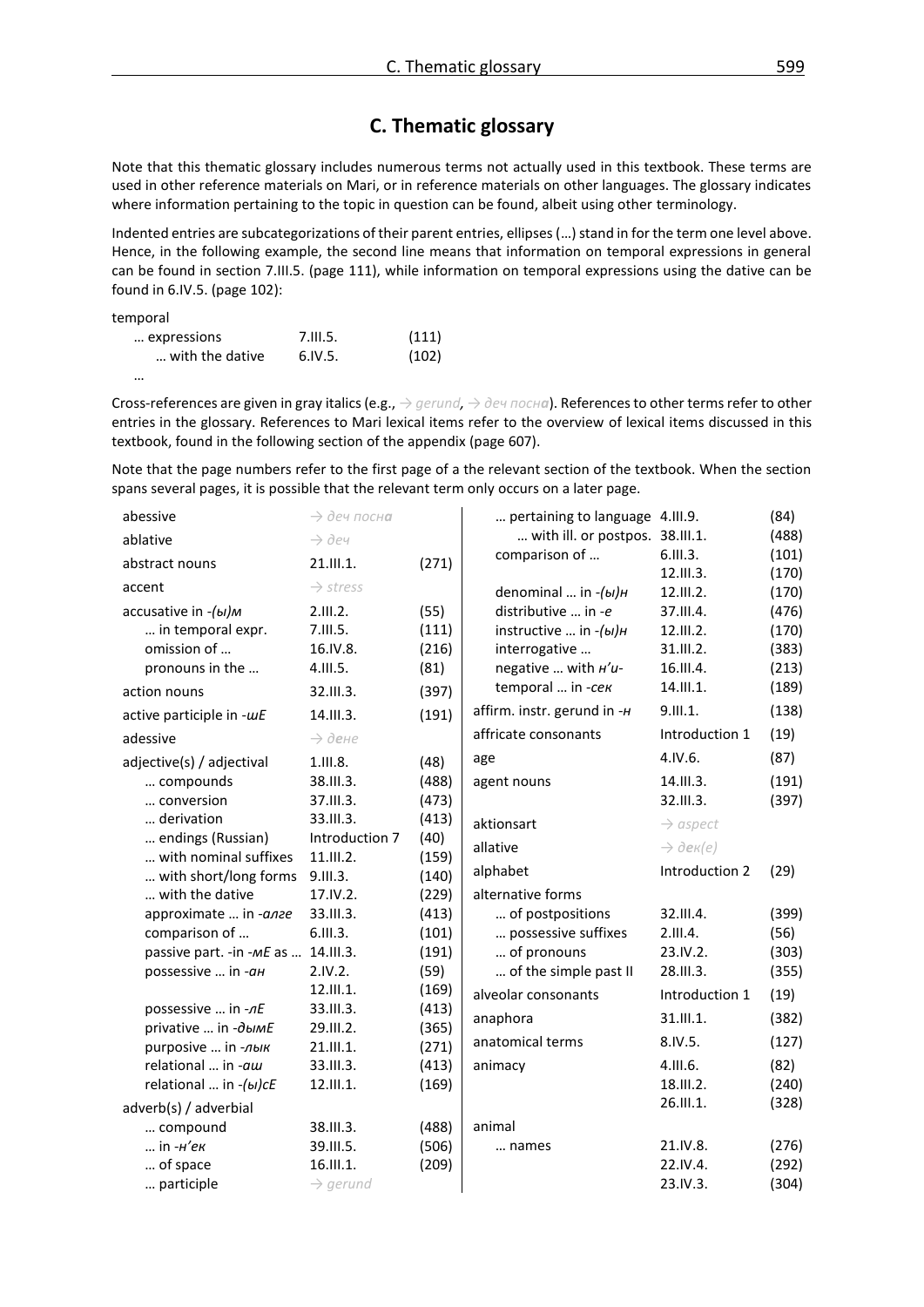# C. Thematic glossary

Note that this thematic glossary includes numerous terms not actually used in this textbook. These terms are used in other reference materials on Mari, or in reference materials on other languages. The glossary indicates where information pertaining to the topic in question can be found, albeit using other terminology.

Indented entries are subcategorizations of their parent entries, ellipses (…) stand in for the term one level above. Hence, in the following example, the second line means that information on temporal expressions in general can be found in section 7.III.5. (page 111), while information on temporal expressions using the dative can be found in 6.IV.5. (page 102):

| temporal | | |
|---|---|---|
| … expressions | 7.III.5. | (111) |
| … with the dative | 6.IV.5. | (102) |
| … | | |

Cross-references are given in gray italics (e.g., *→ gerund*, *→ деч посна*). References to other terms refer to other entries in the glossary. References to Mari lexical items refer to the overview of lexical items discussed in this textbook, found in the following section of the appendix (page 607).

Note that the page numbers refer to the first page of a the relevant section of the textbook. When the section spans several pages, it is possible that the relevant term only occurs on a later page.

| Term | Section | Page |
|---|---|---|
| abessive | *→ деч посна* | |
| ablative | *→ деч* | |
| abstract nouns | 21.III.1. | (271) |
| accent | *→ stress* | |
| accusative in *-(ы)м* | 2.III.2. | (55) |
| … in temporal expr. | 7.III.5. | (111) |
| omission of … | 16.IV.8. | (216) |
| pronouns in the … | 4.III.5. | (81) |
| action nouns | 32.III.3. | (397) |
| active participle in *-шЕ* | 14.III.3. | (191) |
| adessive | *→ дене* | |
| adjective(s) / adjectival | 1.III.8. | (48) |
| … compounds | 38.III.3. | (488) |
| … conversion | 37.III.3. | (473) |
| … derivation | 33.III.3. | (413) |
| … endings (Russian) | Introduction 7 | (40) |
| … with nominal suffixes | 11.III.2. | (159) |
| … with short/long forms | 9.III.3. | (140) |
| … with the dative | 17.IV.2. | (229) |
| approximate … in *-алге* | 33.III.3. | (413) |
| comparison of … | 6.III.3. | (101) |
| passive part. -in *-мЕ* as … | 14.III.3. | (191) |
| possessive … in *-ан* | 2.IV.2. | (59) |
| | 12.III.1. | (169) |
| possessive … in *-лЕ* | 33.III.3. | (413) |
| privative … in *-дымЕ* | 29.III.2. | (365) |
| purposive … in *-лык* | 21.III.1. | (271) |
| relational … in *-аш* | 33.III.3. | (413) |
| relational … in *-(ы)сЕ* | 12.III.1. | (169) |
| adverb(s) / adverbial | | |
| … compound | 38.III.3. | (488) |
| … in *-н'ек* | 39.III.5. | (506) |
| … of space | 16.III.1. | (209) |
| … participle | *→ gerund* | |
| … pertaining to language | 4.III.9. | (84) |
| … with ill. or postpos. | 38.III.1. | (488) |
| comparison of … | 6.III.3. | (101) |
| | 12.III.3. | (170) |
| denominal … in *-(ы)н* | 12.III.2. | (170) |
| distributive … in *-е* | 37.III.4. | (476) |
| instructive … in *-(ы)н* | 12.III.2. | (170) |
| interrogative … | 31.III.2. | (383) |
| negative … with *н'и-* | 16.III.4. | (213) |
| temporal … in *-сек* | 14.III.1. | (189) |
| affirm. instr. gerund in *-н* | 9.III.1. | (138) |
| affricate consonants | Introduction 1 | (19) |
| age | 4.IV.6. | (87) |
| agent nouns | 14.III.3. | (191) |
| | 32.III.3. | (397) |
| aktionsart | *→ aspect* | |
| allative | *→ дек(е)* | |
| alphabet | Introduction 2 | (29) |
| alternative forms | | |
| … of postpositions | 32.III.4. | (399) |
| … possessive suffixes | 2.III.4. | (56) |
| … of pronouns | 23.IV.2. | (303) |
| … of the simple past II | 28.III.3. | (355) |
| alveolar consonants | Introduction 1 | (19) |
| anaphora | 31.III.1. | (382) |
| anatomical terms | 8.IV.5. | (127) |
| animacy | 4.III.6. | (82) |
| | 18.III.2. | (240) |
| | 26.III.1. | (328) |
| animal | | |
| … names | 21.IV.8. | (276) |
| | 22.IV.4. | (292) |
| | 23.IV.3. | (304) |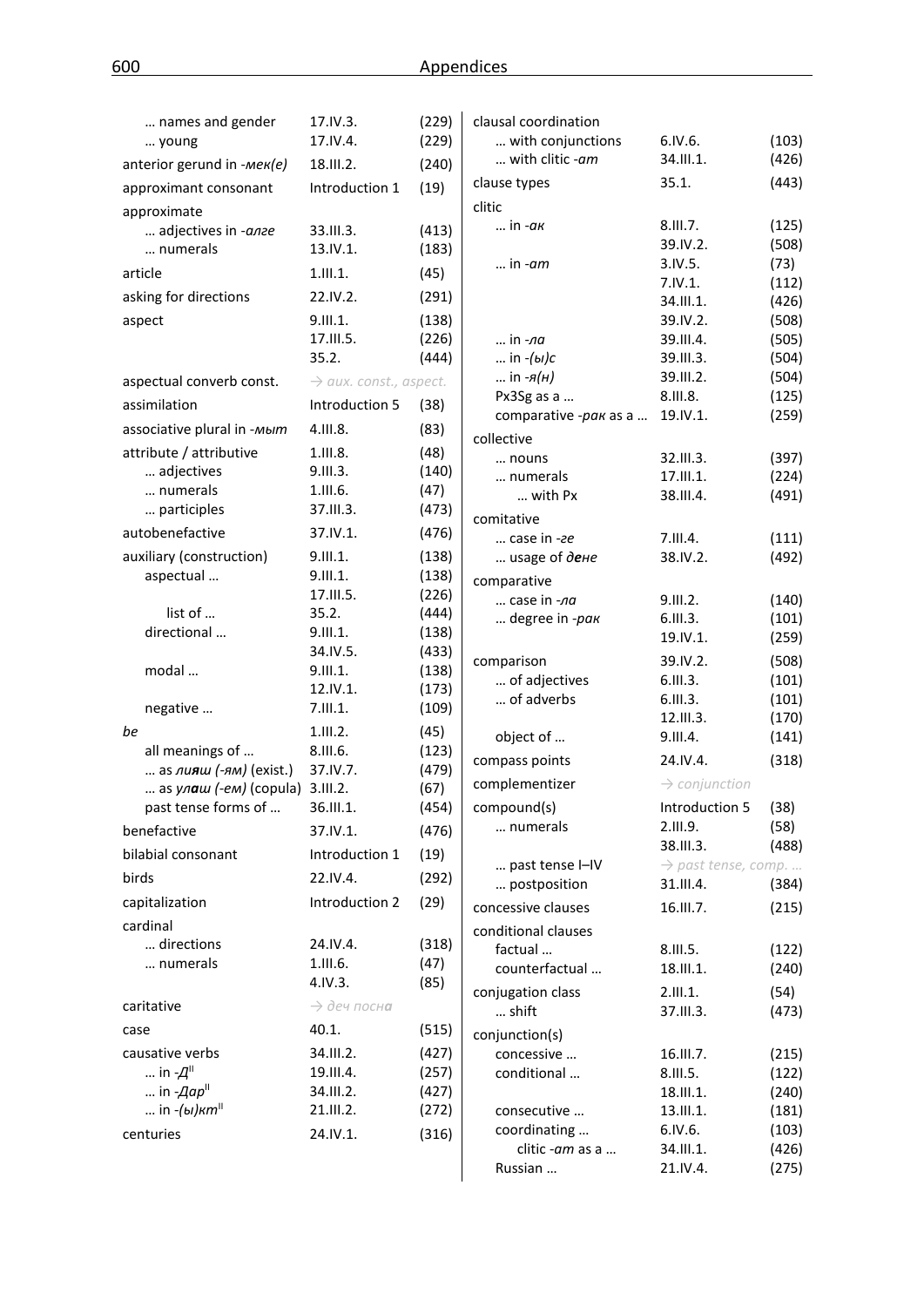| Term | Section | Page |
|---|---|---|
| … names and gender | 17.IV.3. | (229) |
| … young | 17.IV.4. | (229) |
| anterior gerund in -*мек(е)* | 18.III.2. | (240) |
| approximant consonant | Introduction 1 | (19) |
| approximate | | |
| … adjectives in -*алге* | 33.III.3. | (413) |
| … numerals | 13.IV.1. | (183) |
| article | 1.III.1. | (45) |
| asking for directions | 22.IV.2. | (291) |
| aspect | 9.III.1. | (138) |
| | 17.III.5. | (226) |
| | 35.2. | (444) |
| aspectual converb const. | → *aux. const., aspect.* | |
| assimilation | Introduction 5 | (38) |
| associative plural in -*мыт* | 4.III.8. | (83) |
| attribute / attributive | 1.III.8. | (48) |
| … adjectives | 9.III.3. | (140) |
| … numerals | 1.III.6. | (47) |
| … participles | 37.III.3. | (473) |
| autobenefactive | 37.IV.1. | (476) |
| auxiliary (construction) | 9.III.1. | (138) |
| aspectual … | 9.III.1. | (138) |
| | 17.III.5. | (226) |
| list of … | 35.2. | (444) |
| directional … | 9.III.1. | (138) |
| | 34.IV.5. | (433) |
| modal … | 9.III.1. | (138) |
| | 12.IV.1. | (173) |
| negative … | 7.III.1. | (109) |
| *be* | 1.III.2. | (45) |
| all meanings of … | 8.III.6. | (123) |
| … as ***лияш*** *(-ям)* (exist.) | 37.IV.7. | (479) |
| … as ***улаш*** *(-ем)* (copula) | 3.III.2. | (67) |
| past tense forms of … | 36.III.1. | (454) |
| benefactive | 37.IV.1. | (476) |
| bilabial consonant | Introduction 1 | (19) |
| birds | 22.IV.4. | (292) |
| capitalization | Introduction 2 | (29) |
| cardinal | | |
| … directions | 24.IV.4. | (318) |
| … numerals | 1.III.6. | (47) |
| | 4.IV.3. | (85) |
| caritative | → *деч посна* | |
| case | 40.1. | (515) |
| causative verbs | 34.III.2. | (427) |
| … in -*Д*[II] | 19.III.4. | (257) |
| … in -*Дар*[II] | 34.III.2. | (427) |
| … in -*(ы)кт*[II] | 21.III.2. | (272) |
| centuries | 24.IV.1. | (316) |
| clausal coordination | | |
| … with conjunctions | 6.IV.6. | (103) |
| … with clitic -*ат* | 34.III.1. | (426) |
| clause types | 35.1. | (443) |
| clitic | | |
| … in -*ак* | 8.III.7. | (125) |
| | 39.IV.2. | (508) |
| … in -*ат* | 3.IV.5. | (73) |
| | 7.IV.1. | (112) |
| | 34.III.1. | (426) |
| | 39.IV.2. | (508) |
| … in -*ла* | 39.III.4. | (505) |
| … in -*(ы)с* | 39.III.3. | (504) |
| … in -*я(н)* | 39.III.2. | (504) |
| Px3Sg as a … | 8.III.8. | (125) |
| comparative -*рак* as a … | 19.IV.1. | (259) |
| collective | | |
| … nouns | 32.III.3. | (397) |
| … numerals | 17.III.1. | (224) |
| … with Px | 38.III.4. | (491) |
| comitative | | |
| … case in -*ге* | 7.III.4. | (111) |
| … usage of ***дене*** | 38.IV.2. | (492) |
| comparative | | |
| … case in -*ла* | 9.III.2. | (140) |
| … degree in -*рак* | 6.III.3. | (101) |
| | 19.IV.1. | (259) |
| comparison | 39.IV.2. | (508) |
| … of adjectives | 6.III.3. | (101) |
| … of adverbs | 6.III.3. | (101) |
| | 12.III.3. | (170) |
| object of … | 9.III.4. | (141) |
| compass points | 24.IV.4. | (318) |
| complementizer | → *conjunction* | |
| compound(s) | Introduction 5 | (38) |
| … numerals | 2.III.9. | (58) |
| | 38.III.3. | (488) |
| … past tense I–IV | → *past tense, comp. …* | |
| … postposition | 31.III.4. | (384) |
| concessive clauses | 16.III.7. | (215) |
| conditional clauses | | |
| factual … | 8.III.5. | (122) |
| counterfactual … | 18.III.1. | (240) |
| conjugation class | 2.III.1. | (54) |
| … shift | 37.III.3. | (473) |
| conjunction(s) | | |
| concessive … | 16.III.7. | (215) |
| conditional … | 8.III.5. | (122) |
| | 18.III.1. | (240) |
| consecutive … | 13.III.1. | (181) |
| coordinating … | 6.IV.6. | (103) |
| clitic -*ат* as a … | 34.III.1. | (426) |
| Russian … | 21.IV.4. | (275) |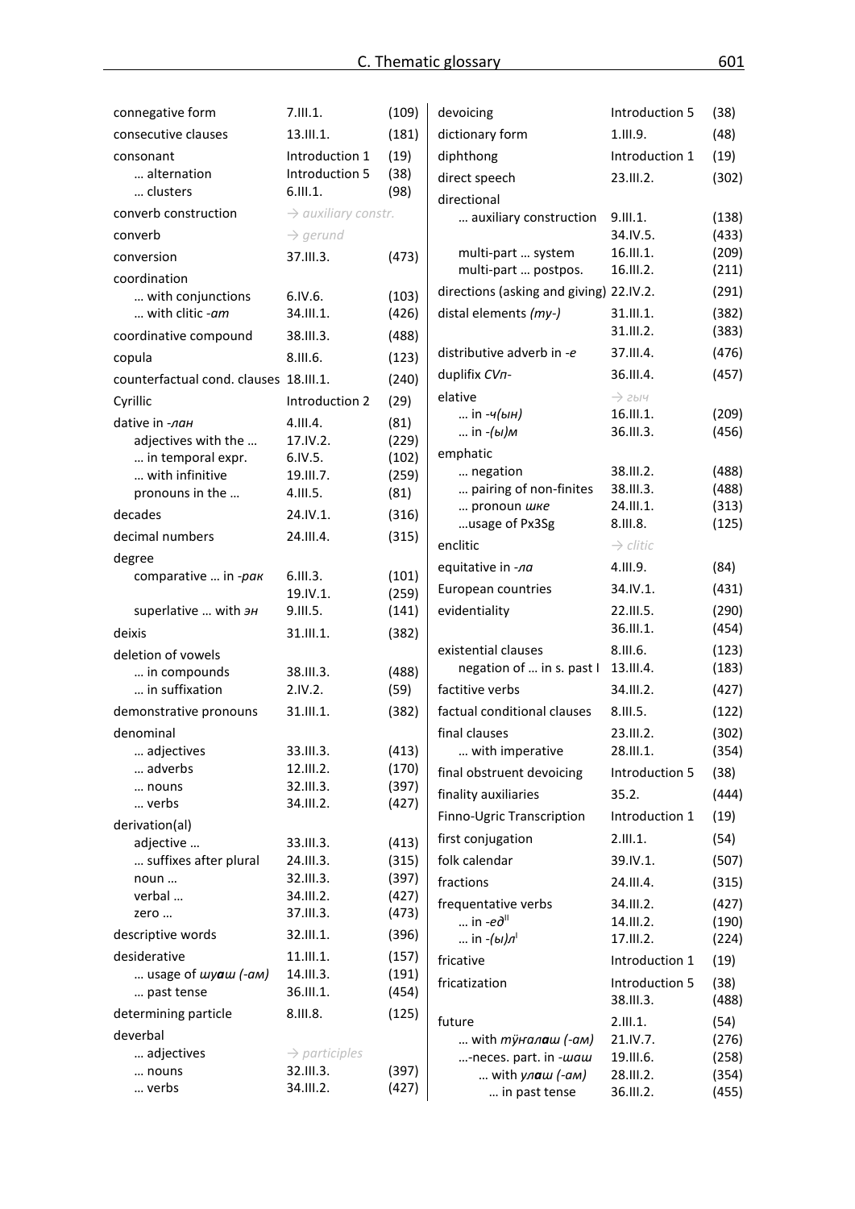| | | |
|---|---|---|
| connegative form | 7.III.1. | (109) |
| consecutive clauses | 13.III.1. | (181) |
| consonant | Introduction 1 | (19) |
| … alternation | Introduction 5 | (38) |
| … clusters | 6.III.1. | (98) |
| converb construction | → *auxiliary constr.* | |
| converb | → *gerund* | |
| conversion | 37.III.3. | (473) |
| coordination | | |
| … with conjunctions | 6.IV.6. | (103) |
| … with clitic *-ат* | 34.III.1. | (426) |
| coordinative compound | 38.III.3. | (488) |
| copula | 8.III.6. | (123) |
| counterfactual cond. clauses | 18.III.1. | (240) |
| Cyrillic | Introduction 2 | (29) |
| dative in *-лан* | 4.III.4. | (81) |
| adjectives with the … | 17.IV.2. | (229) |
| … in temporal expr. | 6.IV.5. | (102) |
| … with infinitive | 19.III.7. | (259) |
| pronouns in the … | 4.III.5. | (81) |
| decades | 24.IV.1. | (316) |
| decimal numbers | 24.III.4. | (315) |
| degree | | |
| comparative … in *-рак* | 6.III.3. | (101) |
| | 19.IV.1. | (259) |
| superlative … with *эн* | 9.III.5. | (141) |
| deixis | 31.III.1. | (382) |
| deletion of vowels | | |
| … in compounds | 38.III.3. | (488) |
| … in suffixation | 2.IV.2. | (59) |
| demonstrative pronouns | 31.III.1. | (382) |
| denominal | | |
| … adjectives | 33.III.3. | (413) |
| … adverbs | 12.III.2. | (170) |
| … nouns | 32.III.3. | (397) |
| … verbs | 34.III.2. | (427) |
| derivation(al) | | |
| adjective … | 33.III.3. | (413) |
| … suffixes after plural | 24.III.3. | (315) |
| noun … | 32.III.3. | (397) |
| verbal … | 34.III.2. | (427) |
| zero … | 37.III.3. | (473) |
| descriptive words | 32.III.1. | (396) |
| desiderative | 11.III.1. | (157) |
| … usage of *шуаш (-ам)* | 14.III.3. | (191) |
| … past tense | 36.III.1. | (454) |
| determining particle | 8.III.8. | (125) |
| deverbal | | |
| … adjectives | → *participles* | |
| … nouns | 32.III.3. | (397) |
| … verbs | 34.III.2. | (427) |
| devoicing | Introduction 5 | (38) |
| dictionary form | 1.III.9. | (48) |
| diphthong | Introduction 1 | (19) |
| direct speech | 23.III.2. | (302) |
| directional | | |
| … auxiliary construction | 9.III.1. | (138) |
| | 34.IV.5. | (433) |
| multi-part … system | 16.III.1. | (209) |
| multi-part … postpos. | 16.III.2. | (211) |
| directions (asking and giving) | 22.IV.2. | (291) |
| distal elements *(ту-)* | 31.III.1. | (382) |
| | 31.III.2. | (383) |
| distributive adverb in *-е* | 37.III.4. | (476) |
| duplifix *CVп-* | 36.III.4. | (457) |
| elative | → *гыч* | |
| … in *-ч(ын)* | 16.III.1. | (209) |
| … in *-(ы)м* | 36.III.3. | (456) |
| emphatic | | |
| … negation | 38.III.2. | (488) |
| … pairing of non-finites | 38.III.3. | (488) |
| … pronoun *шке* | 24.III.1. | (313) |
| …usage of Px3Sg | 8.III.8. | (125) |
| enclitic | → *clitic* | |
| equative in *-ла* | 4.III.9. | (84) |
| European countries | 34.IV.1. | (431) |
| evidentiality | 22.III.5. | (290) |
| | 36.III.1. | (454) |
| existential clauses | 8.III.6. | (123) |
| negation of … in s. past I | 13.III.4. | (183) |
| factitive verbs | 34.III.2. | (427) |
| factual conditional clauses | 8.III.5. | (122) |
| final clauses | 23.III.2. | (302) |
| … with imperative | 28.III.1. | (354) |
| final obstruent devoicing | Introduction 5 | (38) |
| finality auxiliaries | 35.2. | (444) |
| Finno-Ugric Transcription | Introduction 1 | (19) |
| first conjugation | 2.III.1. | (54) |
| folk calendar | 39.IV.1. | (507) |
| fractions | 24.III.4. | (315) |
| frequentative verbs | 34.III.2. | (427) |
| … in *-ед*[II] | 14.III.2. | (190) |
| … in *-(ы)л*[I] | 17.III.2. | (224) |
| fricative | Introduction 1 | (19) |
| fricatization | Introduction 5 | (38) |
| | 38.III.3. | (488) |
| future | 2.III.1. | (54) |
| … with *тӱҥалаш (-ам)* | 21.IV.7. | (276) |
| …-neces. part. in *-шаш* | 19.III.6. | (258) |
| … with *улаш (-ам)* | 28.III.2. | (354) |
| … in past tense | 36.III.2. | (455) |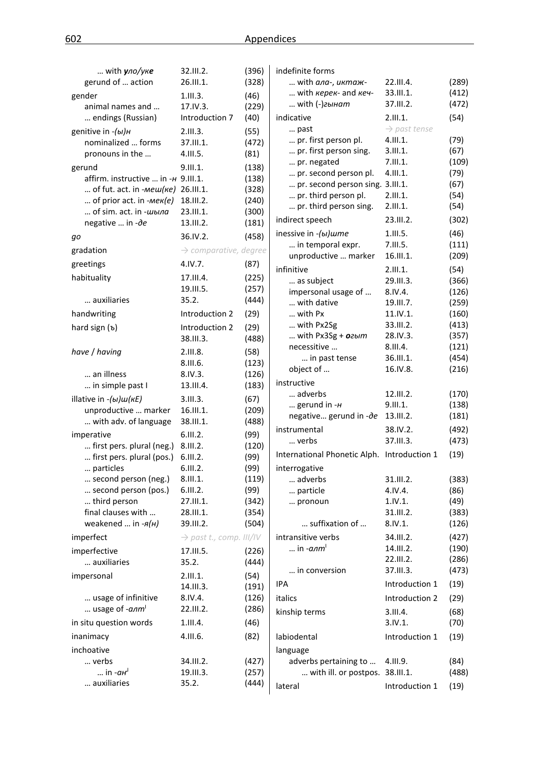| Term | Section | Page |
|---|---|---|
| … with ***у**ло/ук**е*** | 32.III.2. | (396) |
| gerund of … action | 26.III.1. | (328) |
| gender | 1.III.3. | (46) |
| animal names and … | 17.IV.3. | (229) |
| … endings (Russian) | Introduction 7 | (40) |
| genitive in *-(ы)н* | 2.III.3. | (55) |
| nominalized … forms | 37.III.1. | (472) |
| pronouns in the … | 4.III.5. | (81) |
| gerund | 9.III.1. | (138) |
| affirm. instructive … in *-н* | 9.III.1. | (138) |
| … of fut. act. in *-меш(ке)* | 26.III.1. | (328) |
| … of prior act. in *-мек(е)* | 18.III.2. | (240) |
| … of sim. act. in *-шыла* | 23.III.1. | (300) |
| negative … in *-де* | 13.III.2. | (181) |
| *go* | 36.IV.2. | (458) |
| gradation | → *comparative, degree* | |
| greetings | 4.IV.7. | (87) |
| habituality | 17.III.4. | (225) |
| | 19.III.5. | (257) |
| … auxiliaries | 35.2. | (444) |
| handwriting | Introduction 2 | (29) |
| hard sign (ъ) | Introduction 2 | (29) |
| | 38.III.3. | (488) |
| *have / having* | 2.III.8. | (58) |
| | 8.III.6. | (123) |
| … an illness | 8.IV.3. | (126) |
| … in simple past I | 13.III.4. | (183) |
| illative in *-(ы)ш(кЕ)* | 3.III.3. | (67) |
| unproductive … marker | 16.III.1. | (209) |
| … with adv. of language | 38.III.1. | (488) |
| imperative | 6.III.2. | (99) |
| … first pers. plural (neg.) | 8.III.2. | (120) |
| … first pers. plural (pos.) | 6.III.2. | (99) |
| … particles | 6.III.2. | (99) |
| … second person (neg.) | 8.III.1. | (119) |
| … second person (pos.) | 6.III.2. | (99) |
| … third person | 27.III.1. | (342) |
| final clauses with … | 28.III.1. | (354) |
| weakened … in *-я(н)* | 39.III.2. | (504) |
| imperfect | → *past t., comp. III/IV* | |
| imperfective | 17.III.5. | (226) |
| … auxiliaries | 35.2. | (444) |
| impersonal | 2.III.1. | (54) |
| | 14.III.3. | (191) |
| … usage of infinitive | 8.IV.4. | (126) |
| … usage of *-алт*[I] | 22.III.2. | (286) |
| in situ question words | 1.III.4. | (46) |
| inanimacy | 4.III.6. | (82) |
| inchoative | | |
| … verbs | 34.III.2. | (427) |
| … in *-ан*[I] | 19.III.3. | (257) |
| … auxiliaries | 35.2. | (444) |
| indefinite forms | | |
| … with *ала-, иктаж-* | 22.III.4. | (289) |
| … with *керек-* and *кеч-* | 33.III.1. | (412) |
| … with (-)*гынат* | 37.III.2. | (472) |
| indicative | 2.III.1. | (54) |
| … past | → *past tense* | |
| … pr. first person pl. | 4.III.1. | (79) |
| … pr. first person sing. | 3.III.1. | (67) |
| … pr. negated | 7.III.1. | (109) |
| … pr. second person pl. | 4.III.1. | (79) |
| … pr. second person sing. | 3.III.1. | (67) |
| … pr. third person pl. | 2.III.1. | (54) |
| … pr. third person sing. | 2.III.1. | (54) |
| indirect speech | 23.III.2. | (302) |
| inessive in *-(ы)штe* | 1.III.5. | (46) |
| … in temporal expr. | 7.III.5. | (111) |
| unproductive … marker | 16.III.1. | (209) |
| infinitive | 2.III.1. | (54) |
| … as subject | 29.III.3. | (366) |
| impersonal usage of … | 8.IV.4. | (126) |
| … with dative | 19.III.7. | (259) |
| … with Px | 11.IV.1. | (160) |
| … with Px2Sg | 33.III.2. | (413) |
| … with Px3Sg + ***о**гыт* | 28.IV.3. | (357) |
| necessitive … | 8.III.4. | (121) |
| … in past tense | 36.III.1. | (454) |
| object of … | 16.IV.8. | (216) |
| instructive | | |
| … adverbs | 12.III.2. | (170) |
| … gerund in *-н* | 9.III.1. | (138) |
| negative… gerund in *-де* | 13.III.2. | (181) |
| instrumental | 38.IV.2. | (492) |
| … verbs | 37.III.3. | (473) |
| International Phonetic Alph. | Introduction 1 | (19) |
| interrogative | | |
| … adverbs | 31.III.2. | (383) |
| … particle | 4.IV.4. | (86) |
| … pronoun | 1.IV.1. | (49) |
| | 31.III.2. | (383) |
| … suffixation of … | 8.IV.1. | (126) |
| intransitive verbs | 34.III.2. | (427) |
| … in *-алт*[I] | 14.III.2. | (190) |
| | 22.III.2. | (286) |
| … in conversion | 37.III.3. | (473) |
| IPA | Introduction 1 | (19) |
| italics | Introduction 2 | (29) |
| kinship terms | 3.III.4. | (68) |
| | 3.IV.1. | (70) |
| labiodental | Introduction 1 | (19) |
| language | | |
| adverbs pertaining to … | 4.III.9. | (84) |
| … with ill. or postpos. | 38.III.1. | (488) |
| lateral | Introduction 1 | (19) |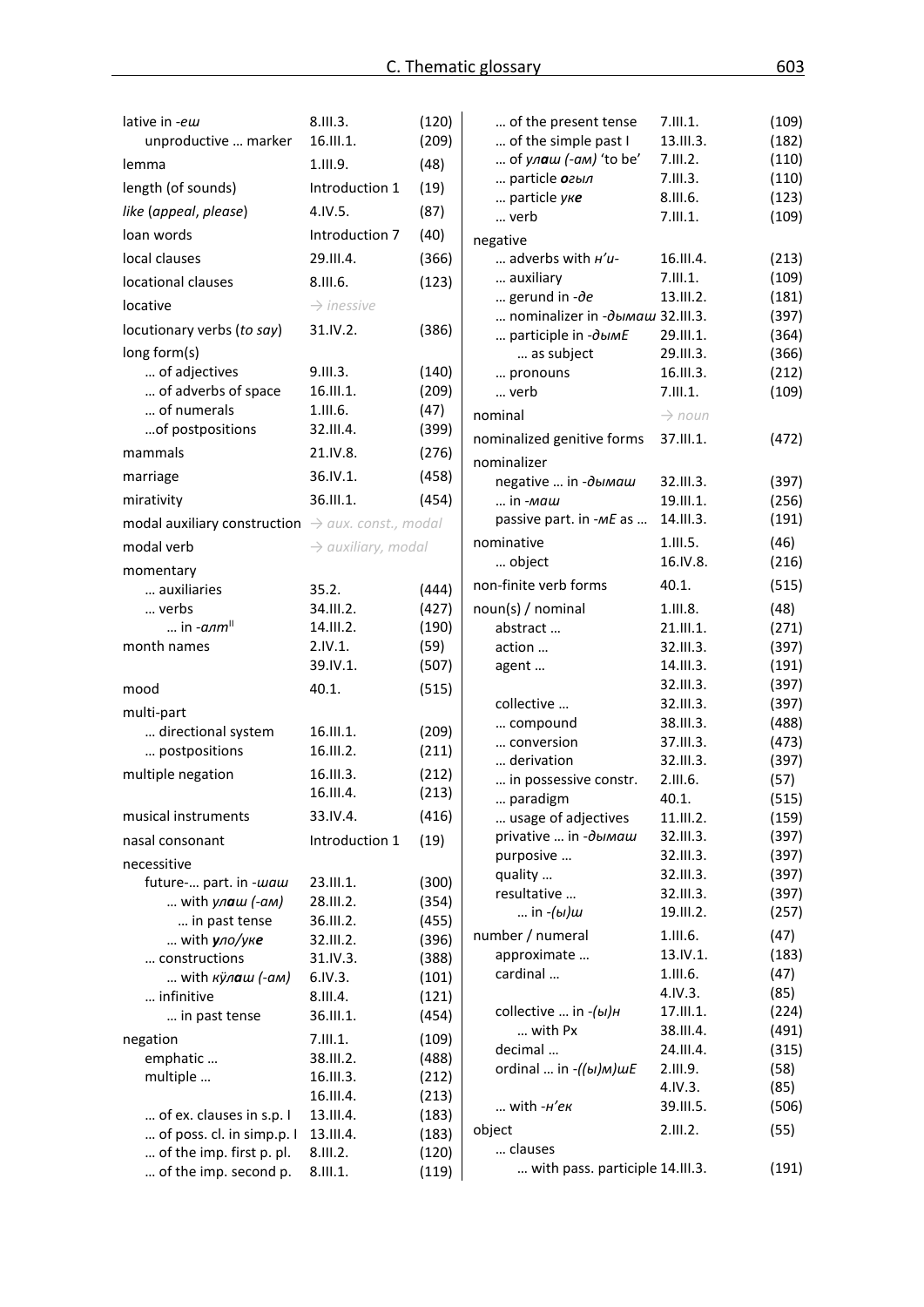## C. Thematic glossary

| | | |
|---|---|---|
| lative in -*еш* | 8.III.3. | (120) |
| unproductive … marker | 16.III.1. | (209) |
| lemma | 1.III.9. | (48) |
| length (of sounds) | Introduction 1 | (19) |
| *like* (*appeal*, *please*) | 4.IV.5. | (87) |
| loan words | Introduction 7 | (40) |
| local clauses | 29.III.4. | (366) |
| locational clauses | 8.III.6. | (123) |
| locative | → *inessive* | |
| locutionary verbs (*to say*) | 31.IV.2. | (386) |
| long form(s) | | |
| … of adjectives | 9.III.3. | (140) |
| … of adverbs of space | 16.III.1. | (209) |
| … of numerals | 1.III.6. | (47) |
| …of postpositions | 32.III.4. | (399) |
| mammals | 21.IV.8. | (276) |
| marriage | 36.IV.1. | (458) |
| mirativity | 36.III.1. | (454) |
| modal auxiliary construction | → *aux. const., modal* | |
| modal verb | → *auxiliary, modal* | |
| momentary | | |
| … auxiliaries | 35.2. | (444) |
| … verbs | 34.III.2. | (427) |
| … in -*алт*[II] | 14.III.2. | (190) |
| month names | 2.IV.1. | (59) |
| | 39.IV.1. | (507) |
| mood | 40.1. | (515) |
| multi-part | | |
| … directional system | 16.III.1. | (209) |
| … postpositions | 16.III.2. | (211) |
| multiple negation | 16.III.3. | (212) |
| | 16.III.4. | (213) |
| musical instruments | 33.IV.4. | (416) |
| nasal consonant | Introduction 1 | (19) |
| necessitive | | |
| future-… part. in -*шаш* | 23.III.1. | (300) |
| … with *ул**а**ш (-ам)* | 28.III.2. | (354) |
| … in past tense | 36.III.2. | (455) |
| … with ***у**ло/ук**е*** | 32.III.2. | (396) |
| … constructions | 31.IV.3. | (388) |
| … with *кӱл**а**ш (-ам)* | 6.IV.3. | (101) |
| … infinitive | 8.III.4. | (121) |
| … in past tense | 36.III.1. | (454) |
| negation | 7.III.1. | (109) |
| emphatic … | 38.III.2. | (488) |
| multiple … | 16.III.3. | (212) |
| | 16.III.4. | (213) |
| … of ex. clauses in s.p. I | 13.III.4. | (183) |
| … of poss. cl. in simp.p. I | 13.III.4. | (183) |
| … of the imp. first p. pl. | 8.III.2. | (120) |
| … of the imp. second p. | 8.III.1. | (119) |
| … of the present tense | 7.III.1. | (109) |
| … of the simple past I | 13.III.3. | (182) |
| … of *ул**а**ш (-ам)* 'to be' | 7.III.2. | (110) |
| … particle ***о**гыл* | 7.III.3. | (110) |
| … particle *ук**е*** | 8.III.6. | (123) |
| … verb | 7.III.1. | (109) |
| negative | | |
| … adverbs with *н'и-* | 16.III.4. | (213) |
| … auxiliary | 7.III.1. | (109) |
| … gerund in -*де* | 13.III.2. | (181) |
| … nominalizer in -*дымаш* | 32.III.3. | (397) |
| … participle in -*дымЕ* | 29.III.1. | (364) |
| … as subject | 29.III.3. | (366) |
| … pronouns | 16.III.3. | (212) |
| … verb | 7.III.1. | (109) |
| nominal | → *noun* | |
| nominalized genitive forms | 37.III.1. | (472) |
| nominalizer | | |
| negative … in -*дымаш* | 32.III.3. | (397) |
| … in -*маш* | 19.III.1. | (256) |
| passive part. in -*мЕ* as … | 14.III.3. | (191) |
| nominative | 1.III.5. | (46) |
| … object | 16.IV.8. | (216) |
| non-finite verb forms | 40.1. | (515) |
| noun(s) / nominal | 1.III.8. | (48) |
| abstract … | 21.III.1. | (271) |
| action … | 32.III.3. | (397) |
| agent … | 14.III.3. | (191) |
| | 32.III.3. | (397) |
| collective … | 32.III.3. | (397) |
| … compound | 38.III.3. | (488) |
| … conversion | 37.III.3. | (473) |
| … derivation | 32.III.3. | (397) |
| … in possessive constr. | 2.III.6. | (57) |
| … paradigm | 40.1. | (515) |
| … usage of adjectives | 11.III.2. | (159) |
| privative … in -*дымаш* | 32.III.3. | (397) |
| purposive … | 32.III.3. | (397) |
| quality … | 32.III.3. | (397) |
| resultative … | 32.III.3. | (397) |
| … in -*(ы)ш* | 19.III.2. | (257) |
| number / numeral | 1.III.6. | (47) |
| approximate … | 13.IV.1. | (183) |
| cardinal … | 1.III.6. | (47) |
| | 4.IV.3. | (85) |
| collective … in -*(ы)н* | 17.III.1. | (224) |
| … with Px | 38.III.4. | (491) |
| decimal … | 24.III.4. | (315) |
| ordinal … in -*((ы)м)шЕ* | 2.III.9. | (58) |
| | 4.IV.3. | (85) |
| … with -*н'ек* | 39.III.5. | (506) |
| object | 2.III.2. | (55) |
| … clauses | | |
| … with pass. participle | 14.III.3. | (191) |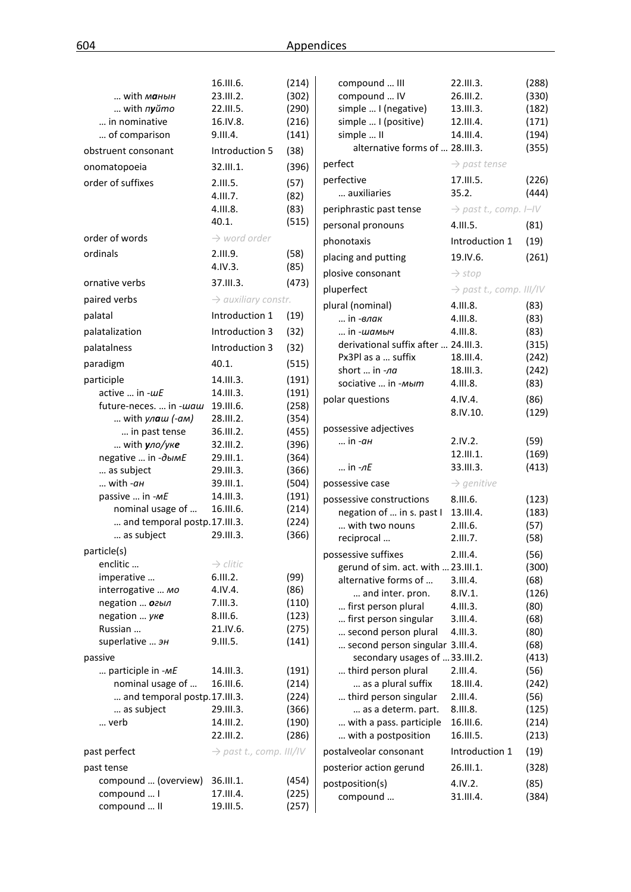| | | |
|---|---|---|
| | 16.III.6. | (214) |
| … with ***ма***нын | 23.III.2. | (302) |
| … with *п**у**йто* | 22.III.5. | (290) |
| … in nominative | 16.IV.8. | (216) |
| … of comparison | 9.III.4. | (141) |
| obstruent consonant | Introduction 5 | (38) |
| onomatopoeia | 32.III.1. | (396) |
| order of suffixes | 2.III.5. | (57) |
| | 4.III.7. | (82) |
| | 4.III.8. | (83) |
| | 40.1. | (515) |
| order of words | → *word order* | |
| ordinals | 2.III.9. | (58) |
| | 4.IV.3. | (85) |
| ornative verbs | 37.III.3. | (473) |
| paired verbs | → *auxiliary constr.* | |
| palatal | Introduction 1 | (19) |
| palatalization | Introduction 3 | (32) |
| palatalness | Introduction 3 | (32) |
| paradigm | 40.1. | (515) |
| participle | 14.III.3. | (191) |
| active … in *-шЕ* | 14.III.3. | (191) |
| future-neces. … in *-шаш* | 19.III.6. | (258) |
| … with *ул**а**ш (-ам)* | 28.III.2. | (354) |
| … in past tense | 36.III.2. | (455) |
| … with *у**ло**/у**ке*** | 32.III.2. | (396) |
| negative … in *-дымЕ* | 29.III.1. | (364) |
| … as subject | 29.III.3. | (366) |
| … with *-ан* | 39.III.1. | (504) |
| passive … in *-мЕ* | 14.III.3. | (191) |
| nominal usage of … | 16.III.6. | (214) |
| … and temporal postp. | 17.III.3. | (224) |
| … as subject | 29.III.3. | (366) |
| particle(s) | | |
| enclitic … | → *clitic* | |
| imperative … | 6.III.2. | (99) |
| interrogative … *мо* | 4.IV.4. | (86) |
| negation … ***о**гыл* | 7.III.3. | (110) |
| negation … *ук**е*** | 8.III.6. | (123) |
| Russian … | 21.IV.6. | (275) |
| superlative … *эн* | 9.III.5. | (141) |
| passive | | |
| … participle in *-мЕ* | 14.III.3. | (191) |
| nominal usage of … | 16.III.6. | (214) |
| … and temporal postp. | 17.III.3. | (224) |
| … as subject | 29.III.3. | (366) |
| … verb | 14.III.2. | (190) |
| | 22.III.2. | (286) |
| past perfect | → *past t., comp. III/IV* | |
| past tense | | |
| compound … (overview) | 36.III.1. | (454) |
| compound … I | 17.III.4. | (225) |
| compound … II | 19.III.5. | (257) |
| compound … III | 22.III.3. | (288) |
| compound … IV | 26.III.2. | (330) |
| simple … I (negative) | 13.III.3. | (182) |
| simple … I (positive) | 12.III.4. | (171) |
| simple … II | 14.III.4. | (194) |
| alternative forms of … | 28.III.3. | (355) |
| perfect | → *past tense* | |
| perfective | 17.III.5. | (226) |
| … auxiliaries | 35.2. | (444) |
| periphrastic past tense | → *past t., comp. I–IV* | |
| personal pronouns | 4.III.5. | (81) |
| phonotaxis | Introduction 1 | (19) |
| placing and putting | 19.IV.6. | (261) |
| plosive consonant | → *stop* | |
| pluperfect | → *past t., comp. III/IV* | |
| plural (nominal) | 4.III.8. | (83) |
| … in *-влак* | 4.III.8. | (83) |
| … in *-шамыч* | 4.III.8. | (83) |
| derivational suffix after … | 24.III.3. | (315) |
| Px3Pl as a … suffix | 18.III.4. | (242) |
| short … in *-ла* | 18.III.3. | (242) |
| sociative … in *-мыт* | 4.III.8. | (83) |
| polar questions | 4.IV.4. | (86) |
| | 8.IV.10. | (129) |
| possessive adjectives | | |
| … in *-ан* | 2.IV.2. | (59) |
| | 12.III.1. | (169) |
| … in *-лЕ* | 33.III.3. | (413) |
| possessive case | → *genitive* | |
| possessive constructions | 8.III.6. | (123) |
| negation of … in s. past I | 13.III.4. | (183) |
| … with two nouns | 2.III.6. | (57) |
| reciprocal … | 2.III.7. | (58) |
| possessive suffixes | 2.III.4. | (56) |
| gerund of sim. act. with … | 23.III.1. | (300) |
| alternative forms of … | 3.III.4. | (68) |
| … and inter. pron. | 8.IV.1. | (126) |
| … first person plural | 4.III.3. | (80) |
| … first person singular | 3.III.4. | (68) |
| … second person plural | 4.III.3. | (80) |
| … second person singular | 3.III.4. | (68) |
| secondary usages of … | 33.III.2. | (413) |
| … third person plural | 2.III.4. | (56) |
| … as a plural suffix | 18.III.4. | (242) |
| … third person singular | 2.III.4. | (56) |
| … as a determ. part. | 8.III.8. | (125) |
| … with a pass. participle | 16.III.6. | (214) |
| … with a postposition | 16.III.5. | (213) |
| postalveolar consonant | Introduction 1 | (19) |
| posterior action gerund | 26.III.1. | (328) |
| postposition(s) | 4.IV.2. | (85) |
| compound … | 31.III.4. | (384) |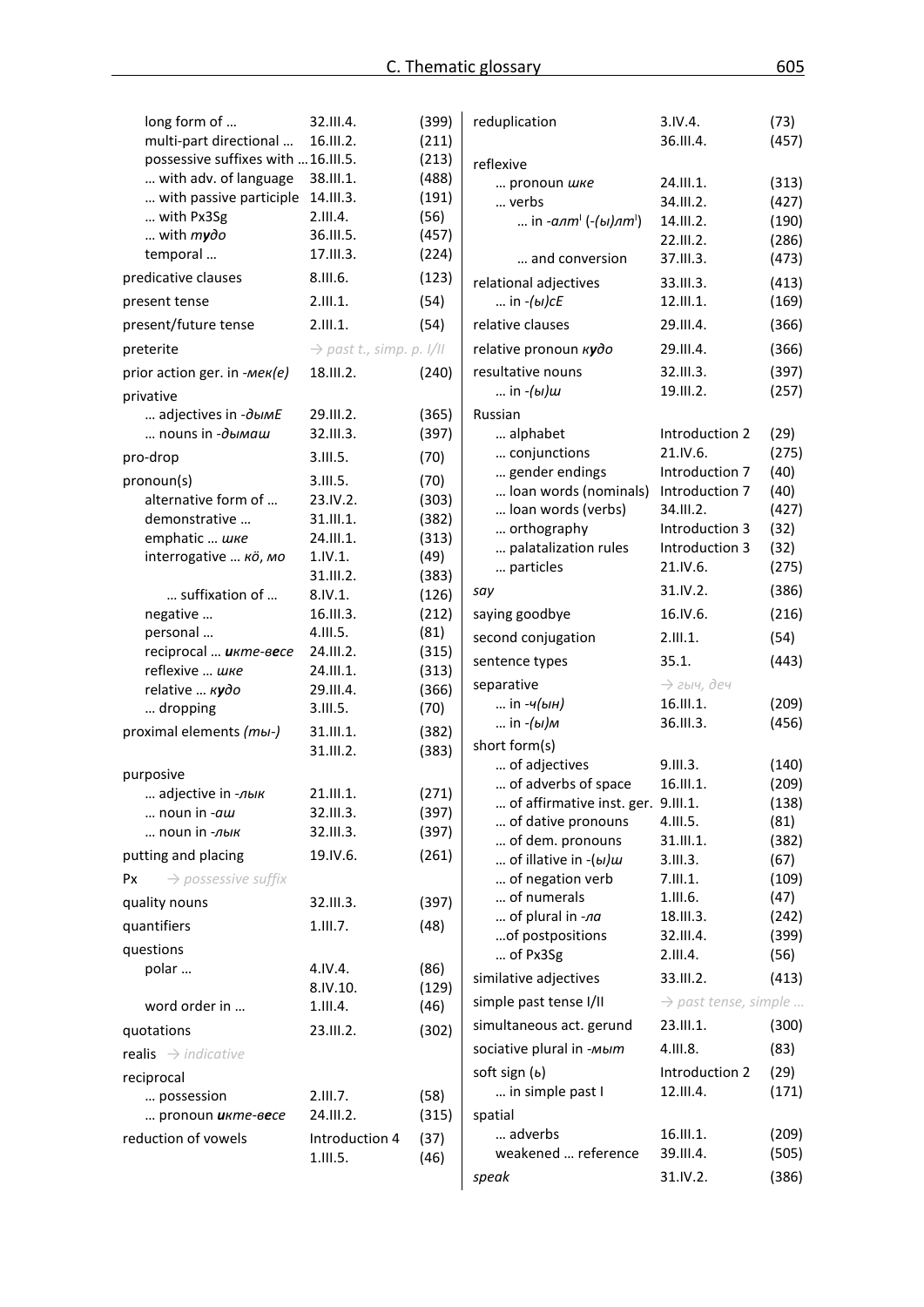| | | |
|---|---|---|
| long form of … | 32.III.4. | (399) |
| multi-part directional … | 16.III.2. | (211) |
| possessive suffixes with … | 16.III.5. | (213) |
| … with adv. of language | 38.III.1. | (488) |
| … with passive participle | 14.III.3. | (191) |
| … with Px3Sg | 2.III.4. | (56) |
| … with *тудо* | 36.III.5. | (457) |
| temporal … | 17.III.3. | (224) |
| predicative clauses | 8.III.6. | (123) |
| present tense | 2.III.1. | (54) |
| present/future tense | 2.III.1. | (54) |
| preterite | → past t., simp. p. I/II | |
| prior action ger. in *-мек(е)* | 18.III.2. | (240) |
| privative | | |
| … adjectives in *-дымЕ* | 29.III.2. | (365) |
| … nouns in *-дымаш* | 32.III.3. | (397) |
| pro-drop | 3.III.5. | (70) |
| pronoun(s) | 3.III.5. | (70) |
| alternative form of … | 23.IV.2. | (303) |
| demonstrative … | 31.III.1. | (382) |
| emphatic … *шке* | 24.III.1. | (313) |
| interrogative … *кӧ, мо* | 1.IV.1. | (49) |
| | 31.III.2. | (383) |
| … suffixation of … | 8.IV.1. | (126) |
| negative … | 16.III.3. | (212) |
| personal … | 4.III.5. | (81) |
| reciprocal … ***и****кте-****в****есе* | 24.III.2. | (315) |
| reflexive … *шке* | 24.III.1. | (313) |
| relative … *к****у****до* | 29.III.4. | (366) |
| … dropping | 3.III.5. | (70) |
| proximal elements *(ты-)* | 31.III.1. | (382) |
| | 31.III.2. | (383) |
| purposive | | |
| … adjective in *-лык* | 21.III.1. | (271) |
| … noun in *-аш* | 32.III.3. | (397) |
| … noun in *-лык* | 32.III.3. | (397) |
| putting and placing | 19.IV.6. | (261) |
| Px → possessive suffix | | |
| quality nouns | 32.III.3. | (397) |
| quantifiers | 1.III.7. | (48) |
| questions | | |
| polar … | 4.IV.4. | (86) |
| | 8.IV.10. | (129) |
| word order in … | 1.III.4. | (46) |
| quotations | 23.III.2. | (302) |
| realis → indicative | | |
| reciprocal | | |
| … possession | 2.III.7. | (58) |
| … pronoun ***и****кте-****в****есе* | 24.III.2. | (315) |
| reduction of vowels | Introduction 4 | (37) |
| | 1.III.5. | (46) |
| reduplication | 3.IV.4. | (73) |
| | 36.III.4. | (457) |
| reflexive | | |
| … pronoun *шке* | 24.III.1. | (313) |
| … verbs | 34.III.2. | (427) |
| … in *-алт*ⁱ (*-(ы)лт*ⁱ) | 14.III.2. | (190) |
| | 22.III.2. | (286) |
| … and conversion | 37.III.3. | (473) |
| relational adjectives | 33.III.3. | (413) |
| … in *-(ы)сЕ* | 12.III.1. | (169) |
| relative clauses | 29.III.4. | (366) |
| relative pronoun *к****у****до* | 29.III.4. | (366) |
| resultative nouns | 32.III.3. | (397) |
| … in *-(ы)ш* | 19.III.2. | (257) |
| Russian | | |
| … alphabet | Introduction 2 | (29) |
| … conjunctions | 21.IV.6. | (275) |
| … gender endings | Introduction 7 | (40) |
| … loan words (nominals) | Introduction 7 | (40) |
| … loan words (verbs) | 34.III.2. | (427) |
| … orthography | Introduction 3 | (32) |
| … palatalization rules | Introduction 3 | (32) |
| … particles | 21.IV.6. | (275) |
| *say* | 31.IV.2. | (386) |
| saying goodbye | 16.IV.6. | (216) |
| second conjugation | 2.III.1. | (54) |
| sentence types | 35.1. | (443) |
| separative | → *гыч, деч* | |
| … in *-ч(ын)* | 16.III.1. | (209) |
| … in *-(ы)м* | 36.III.3. | (456) |
| short form(s) | | |
| … of adjectives | 9.III.3. | (140) |
| … of adverbs of space | 16.III.1. | (209) |
| … of affirmative inst. ger. | 9.III.1. | (138) |
| … of dative pronouns | 4.III.5. | (81) |
| … of dem. pronouns | 31.III.1. | (382) |
| … of illative in -(ы)ш | 3.III.3. | (67) |
| … of negation verb | 7.III.1. | (109) |
| … of numerals | 1.III.6. | (47) |
| … of plural in *-ла* | 18.III.3. | (242) |
| …of postpositions | 32.III.4. | (399) |
| … of Px3Sg | 2.III.4. | (56) |
| similative adjectives | 33.III.2. | (413) |
| simple past tense I/II | → past tense, simple … | |
| simultaneous act. gerund | 23.III.1. | (300) |
| sociative plural in *-мыт* | 4.III.8. | (83) |
| soft sign (ь) | Introduction 2 | (29) |
| … in simple past I | 12.III.4. | (171) |
| spatial | | |
| … adverbs | 16.III.1. | (209) |
| weakened … reference | 39.III.4. | (505) |
| *speak* | 31.IV.2. | (386) |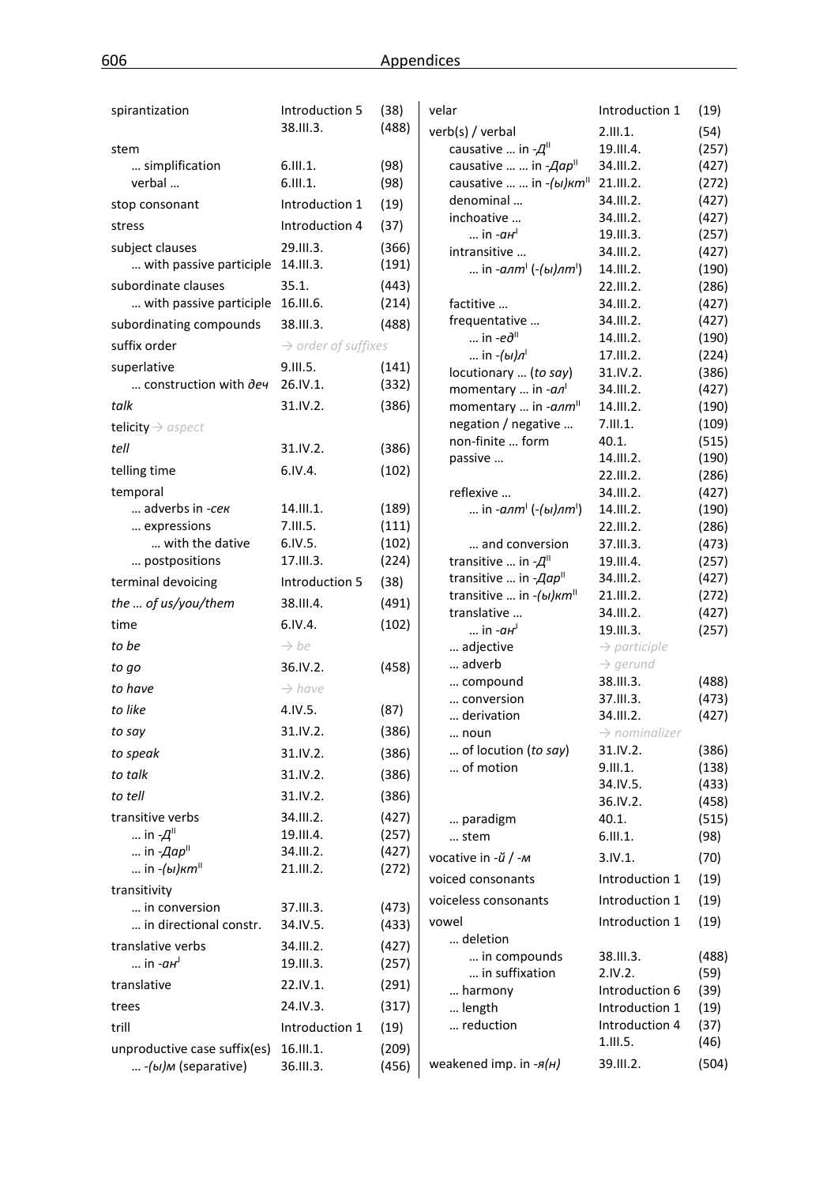| | | |
|---|---|---|
| spirantization | Introduction 5 | (38) |
| | 38.III.3. | (488) |
| stem | | |
| … simplification | 6.III.1. | (98) |
| verbal … | 6.III.1. | (98) |
| stop consonant | Introduction 1 | (19) |
| stress | Introduction 4 | (37) |
| subject clauses | 29.III.3. | (366) |
| … with passive participle | 14.III.3. | (191) |
| subordinate clauses | 35.1. | (443) |
| … with passive participle | 16.III.6. | (214) |
| subordinating compounds | 38.III.3. | (488) |
| suffix order | → *order of suffixes* | |
| superlative | 9.III.5. | (141) |
| … construction with *деч* | 26.IV.1. | (332) |
| *talk* | 31.IV.2. | (386) |
| telicity → *aspect* | | |
| *tell* | 31.IV.2. | (386) |
| telling time | 6.IV.4. | (102) |
| temporal | | |
| … adverbs in *-сек* | 14.III.1. | (189) |
| … expressions | 7.III.5. | (111) |
| … with the dative | 6.IV.5. | (102) |
| … postpositions | 17.III.3. | (224) |
| terminal devoicing | Introduction 5 | (38) |
| *the … of us/you/them* | 38.III.4. | (491) |
| time | 6.IV.4. | (102) |
| *to be* | → *be* | |
| *to go* | 36.IV.2. | (458) |
| *to have* | → *have* | |
| *to like* | 4.IV.5. | (87) |
| *to say* | 31.IV.2. | (386) |
| *to speak* | 31.IV.2. | (386) |
| *to talk* | 31.IV.2. | (386) |
| *to tell* | 31.IV.2. | (386) |
| transitive verbs | 34.III.2. | (427) |
| … in *-Д*[II] | 19.III.4. | (257) |
| … in *-Дар*[II] | 34.III.2. | (427) |
| … in *-(ы)кт*[II] | 21.III.2. | (272) |
| transitivity | | |
| … in conversion | 37.III.3. | (473) |
| … in directional constr. | 34.IV.5. | (433) |
| translative verbs | 34.III.2. | (427) |
| … in *-ан*[I] | 19.III.3. | (257) |
| translative | 22.IV.1. | (291) |
| trees | 24.IV.3. | (317) |
| trill | Introduction 1 | (19) |
| unproductive case suffix(es) | 16.III.1. | (209) |
| … *-(ы)м* (separative) | 36.III.3. | (456) |
| velar | Introduction 1 | (19) |
| verb(s) / verbal | 2.III.1. | (54) |
| causative … in *-Д*[II] | 19.III.4. | (257) |
| causative … … in *-Дар*[II] | 34.III.2. | (427) |
| causative … … in *-(ы)кт*[II] | 21.III.2. | (272) |
| denominal … | 34.III.2. | (427) |
| inchoative … | 34.III.2. | (427) |
| … in *-ан*[I] | 19.III.3. | (257) |
| intransitive … | 34.III.2. | (427) |
| … in *-алт*[I] (*-(ы)лт*[I]) | 14.III.2. | (190) |
| | 22.III.2. | (286) |
| factitive … | 34.III.2. | (427) |
| frequentative … | 34.III.2. | (427) |
| … in *-ед*[II] | 14.III.2. | (190) |
| … in *-(ы)л*[I] | 17.III.2. | (224) |
| locutionary … (*to say*) | 31.IV.2. | (386) |
| momentary … in *-ал*[I] | 34.III.2. | (427) |
| momentary … in *-алт*[II] | 14.III.2. | (190) |
| negation / negative … | 7.III.1. | (109) |
| non-finite … form | 40.1. | (515) |
| passive … | 14.III.2. | (190) |
| | 22.III.2. | (286) |
| reflexive … | 34.III.2. | (427) |
| … in *-алт*[I] (*-(ы)лт*[I]) | 14.III.2. | (190) |
| | 22.III.2. | (286) |
| … and conversion | 37.III.3. | (473) |
| transitive … in *-Д*[II] | 19.III.4. | (257) |
| transitive … in *-Дар*[II] | 34.III.2. | (427) |
| transitive … in *-(ы)кт*[II] | 21.III.2. | (272) |
| translative … | 34.III.2. | (427) |
| … in *-ан*[I] | 19.III.3. | (257) |
| … adjective | → *participle* | |
| … adverb | → *gerund* | |
| … compound | 38.III.3. | (488) |
| … conversion | 37.III.3. | (473) |
| … derivation | 34.III.2. | (427) |
| … noun | → *nominalizer* | |
| … of locution (*to say*) | 31.IV.2. | (386) |
| … of motion | 9.III.1. | (138) |
| | 34.IV.5. | (433) |
| | 36.IV.2. | (458) |
| … paradigm | 40.1. | (515) |
| … stem | 6.III.1. | (98) |
| vocative in *-й* / *-м* | 3.IV.1. | (70) |
| voiced consonants | Introduction 1 | (19) |
| voiceless consonants | Introduction 1 | (19) |
| vowel | Introduction 1 | (19) |
| … deletion | | |
| … in compounds | 38.III.3. | (488) |
| … in suffixation | 2.IV.2. | (59) |
| … harmony | Introduction 6 | (39) |
| … length | Introduction 1 | (19) |
| … reduction | Introduction 4 | (37) |
| | 1.III.5. | (46) |
| weakened imp. in *-я(н)* | 39.III.2. | (504) |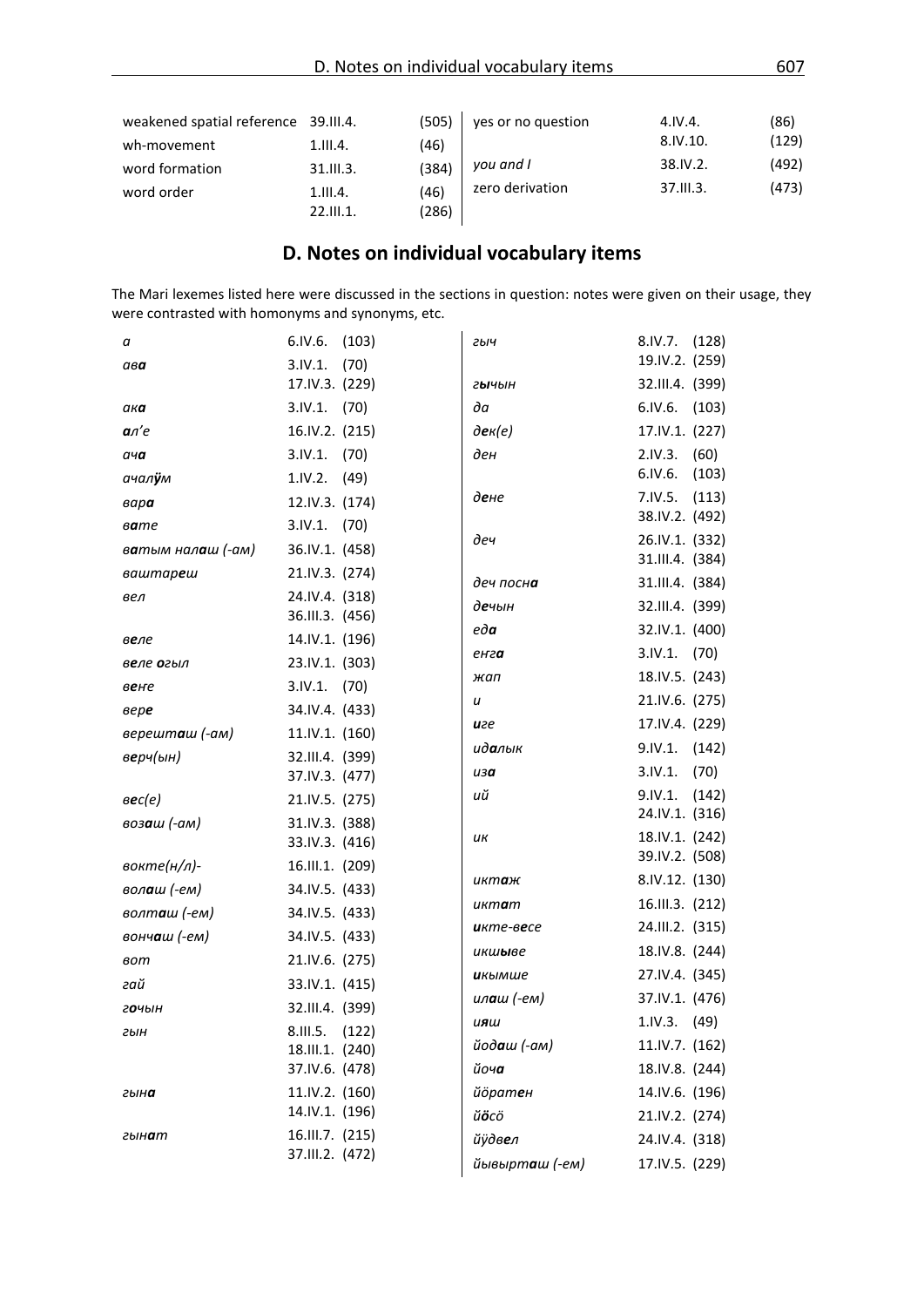| | | |
|---|---|---|
| weakened spatial reference | 39.III.4. | (505) |
| wh-movement | 1.III.4. | (46) |
| word formation | 31.III.3. | (384) |
| word order | 1.III.4.<br>22.III.1. | (46)<br>(286) |
| yes or no question | 4.IV.4.<br>8.IV.10. | (86)<br>(129) |
| *you and I* | 38.IV.2. | (492) |
| zero derivation | 37.III.3. | (473) |

## D. Notes on individual vocabulary items

The Mari lexemes listed here were discussed in the sections in question: notes were given on their usage, they were contrasted with homonyms and synonyms, etc.

| | |
|---|---|
| *а* | 6.IV.6. (103) |
| *ав**а*** | 3.IV.1. (70)<br>17.IV.3. (229) |
| *ак**а*** | 3.IV.1. (70) |
| ***а**л'е* | 16.IV.2. (215) |
| *ач**а*** | 3.IV.1. (70) |
| *ачал**ӱ**м* | 1.IV.2. (49) |
| *вар**а*** | 12.IV.3. (174) |
| *в**а**те* | 3.IV.1. (70) |
| *в**а**тым нал**а**ш (-ам)* | 36.IV.1. (458) |
| *ваштар**е**ш* | 21.IV.3. (274) |
| *вел* | 24.IV.4. (318)<br>36.III.3. (456) |
| *в**е**ле* | 14.IV.1. (196) |
| *в**е**ле **о**гыл* | 23.IV.1. (303) |
| *в**е**не* | 3.IV.1. (70) |
| *вер**е*** | 34.IV.4. (433) |
| *вереш**та**ш (-ам)* | 11.IV.1. (160) |
| *в**е**рч(ын)* | 32.III.4. (399)<br>37.IV.3. (477) |
| *в**е**с(е)* | 21.IV.5. (275) |
| *воз**а**ш (-ам)* | 31.IV.3. (388)<br>33.IV.3. (416) |
| *вокте(н/л)-* | 16.III.1. (209) |
| *вол**а**ш (-ем)* | 34.IV.5. (433) |
| *волт**а**ш (-ем)* | 34.IV.5. (433) |
| *вонч**а**ш (-ем)* | 34.IV.5. (433) |
| *вот* | 21.IV.6. (275) |
| *гай* | 33.IV.1. (415) |
| *г**о**чын* | 32.III.4. (399) |
| *гын* | 8.III.5. (122)<br>18.III.1. (240)<br>37.IV.6. (478) |
| *гын**а*** | 11.IV.2. (160)<br>14.IV.1. (196) |
| *гын**а**т* | 16.III.7. (215)<br>37.III.2. (472) |
| *гыч* | 8.IV.7. (128)<br>19.IV.2. (259) |
| *г**ы**чын* | 32.III.4. (399) |
| *да* | 6.IV.6. (103) |
| *д**е**к(е)* | 17.IV.1. (227) |
| *ден* | 2.IV.3. (60)<br>6.IV.6. (103) |
| *д**е**не* | 7.IV.5. (113)<br>38.IV.2. (492) |
| *деч* | 26.IV.1. (332)<br>31.III.4. (384) |
| *деч посн**а*** | 31.III.4. (384) |
| *д**е**чын* | 32.III.4. (399) |
| *ед**а*** | 32.IV.1. (400) |
| *енг**а*** | 3.IV.1. (70) |
| *жап* | 18.IV.5. (243) |
| *и* | 21.IV.6. (275) |
| ***и**ге* | 17.IV.4. (229) |
| *ид**а**лык* | 9.IV.1. (142) |
| *из**а*** | 3.IV.1. (70) |
| *ий* | 9.IV.1. (142)<br>24.IV.1. (316) |
| *ик* | 18.IV.1. (242)<br>39.IV.2. (508) |
| *икт**а**ж* | 8.IV.12. (130) |
| *икт**а**т* | 16.III.3. (212) |
| ***и**кте-в**е**се* | 24.III.2. (315) |
| *икш**ы**ве* | 18.IV.8. (244) |
| ***и**кымше* | 27.IV.4. (345) |
| *ил**а**ш (-ем)* | 37.IV.1. (476) |
| *и**я**ш* | 1.IV.3. (49) |
| *йод**а**ш (-ам)* | 11.IV.7. (162) |
| *йоч**а*** | 18.IV.8. (244) |
| *йӧрат**е**н* | 14.IV.6. (196) |
| *й**ӧ**сӧ* | 21.IV.2. (274) |
| *йӱдв**е**л* | 24.IV.4. (318) |
| *йывырт**а**ш (-ем)* | 17.IV.5. (229) |